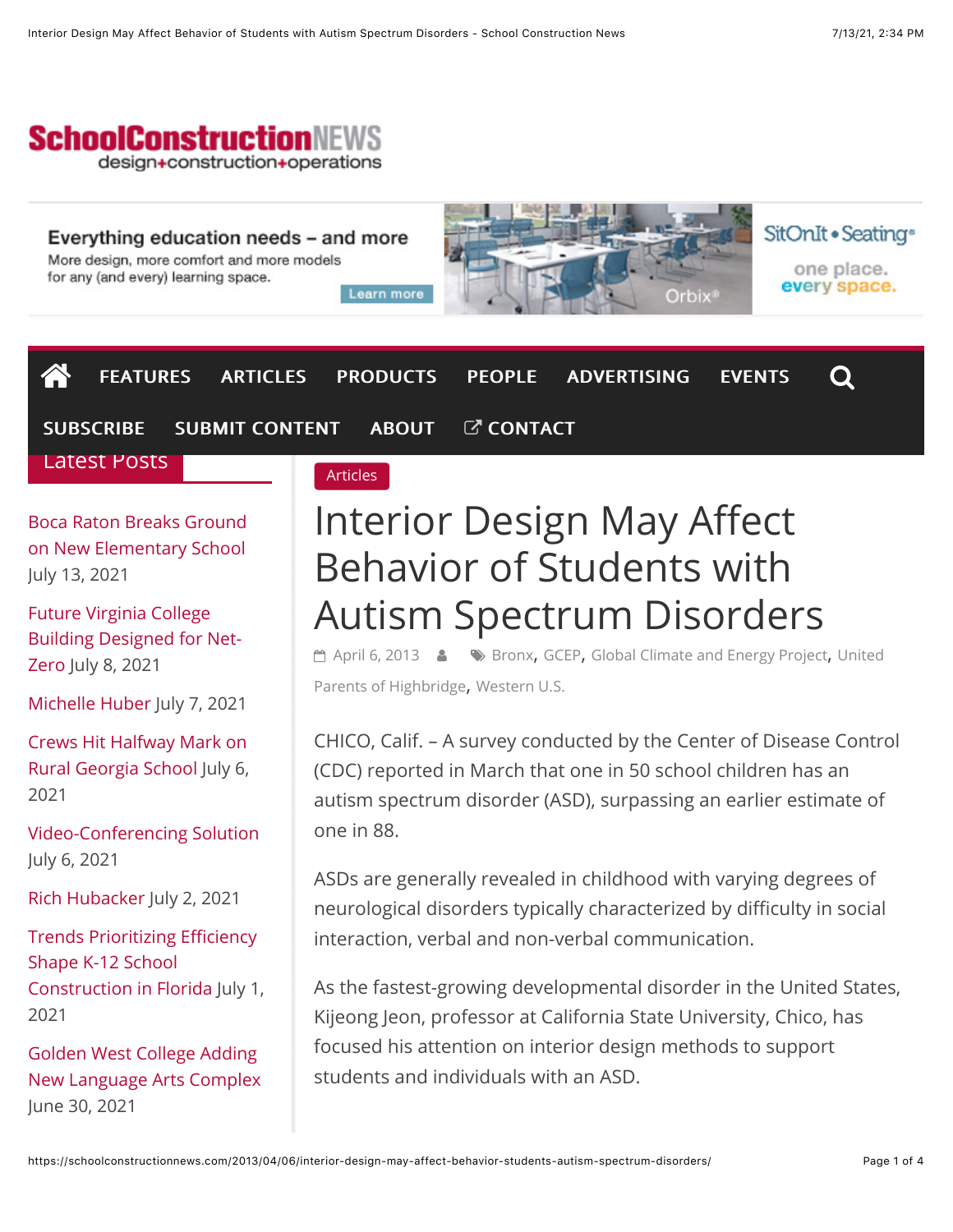SchoolConstructionNEWS
design+construction+operations

Everything education needs – and more
More design, more comfort and more models for any (and every) learning space.
Learn more
Orbix®
SitOnIt • Seating®
one place. every space.

FEATURES ARTICLES PRODUCTS PEOPLE ADVERTISING EVENTS
SUBSCRIBE SUBMIT CONTENT ABOUT CONTACT

## Latest Posts

- Boca Raton Breaks Ground on New Elementary School July 13, 2021
- Future Virginia College Building Designed for Net-Zero July 8, 2021
- Michelle Huber July 7, 2021
- Crews Hit Halfway Mark on Rural Georgia School July 6, 2021
- Video-Conferencing Solution July 6, 2021
- Rich Hubacker July 2, 2021
- Trends Prioritizing Efficiency Shape K-12 School Construction in Florida July 1, 2021
- Golden West College Adding New Language Arts Complex June 30, 2021

Articles

# Interior Design May Affect Behavior of Students with Autism Spectrum Disorders

April 6, 2013 Bronx, GCEP, Global Climate and Energy Project, United Parents of Highbridge, Western U.S.

CHICO, Calif. – A survey conducted by the Center of Disease Control (CDC) reported in March that one in 50 school children has an autism spectrum disorder (ASD), surpassing an earlier estimate of one in 88.

ASDs are generally revealed in childhood with varying degrees of neurological disorders typically characterized by difficulty in social interaction, verbal and non-verbal communication.

As the fastest-growing developmental disorder in the United States, Kijeong Jeon, professor at California State University, Chico, has focused his attention on interior design methods to support students and individuals with an ASD.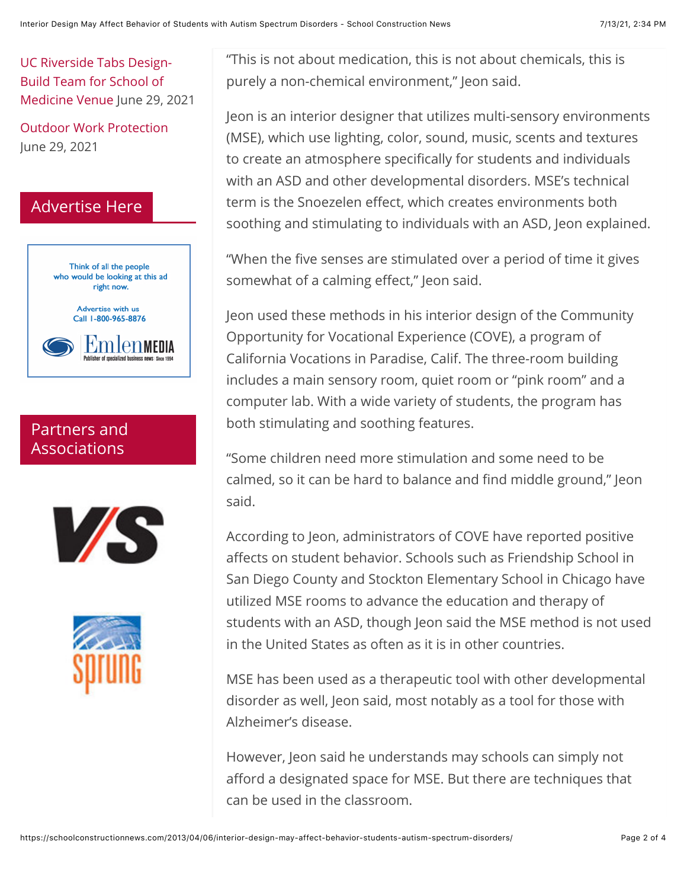UC Riverside Tabs Design-Build Team for School of Medicine Venue June 29, 2021

Outdoor Work Protection June 29, 2021

## Advertise Here

## Partners and Associations

"This is not about medication, this is not about chemicals, this is purely a non-chemical environment," Jeon said.

Jeon is an interior designer that utilizes multi-sensory environments (MSE), which use lighting, color, sound, music, scents and textures to create an atmosphere specifically for students and individuals with an ASD and other developmental disorders. MSE's technical term is the Snoezelen effect, which creates environments both soothing and stimulating to individuals with an ASD, Jeon explained.

"When the five senses are stimulated over a period of time it gives somewhat of a calming effect," Jeon said.

Jeon used these methods in his interior design of the Community Opportunity for Vocational Experience (COVE), a program of California Vocations in Paradise, Calif. The three-room building includes a main sensory room, quiet room or "pink room" and a computer lab. With a wide variety of students, the program has both stimulating and soothing features.

"Some children need more stimulation and some need to be calmed, so it can be hard to balance and find middle ground," Jeon said.

According to Jeon, administrators of COVE have reported positive affects on student behavior. Schools such as Friendship School in San Diego County and Stockton Elementary School in Chicago have utilized MSE rooms to advance the education and therapy of students with an ASD, though Jeon said the MSE method is not used in the United States as often as it is in other countries.

MSE has been used as a therapeutic tool with other developmental disorder as well, Jeon said, most notably as a tool for those with Alzheimer's disease.

However, Jeon said he understands may schools can simply not afford a designated space for MSE. But there are techniques that can be used in the classroom.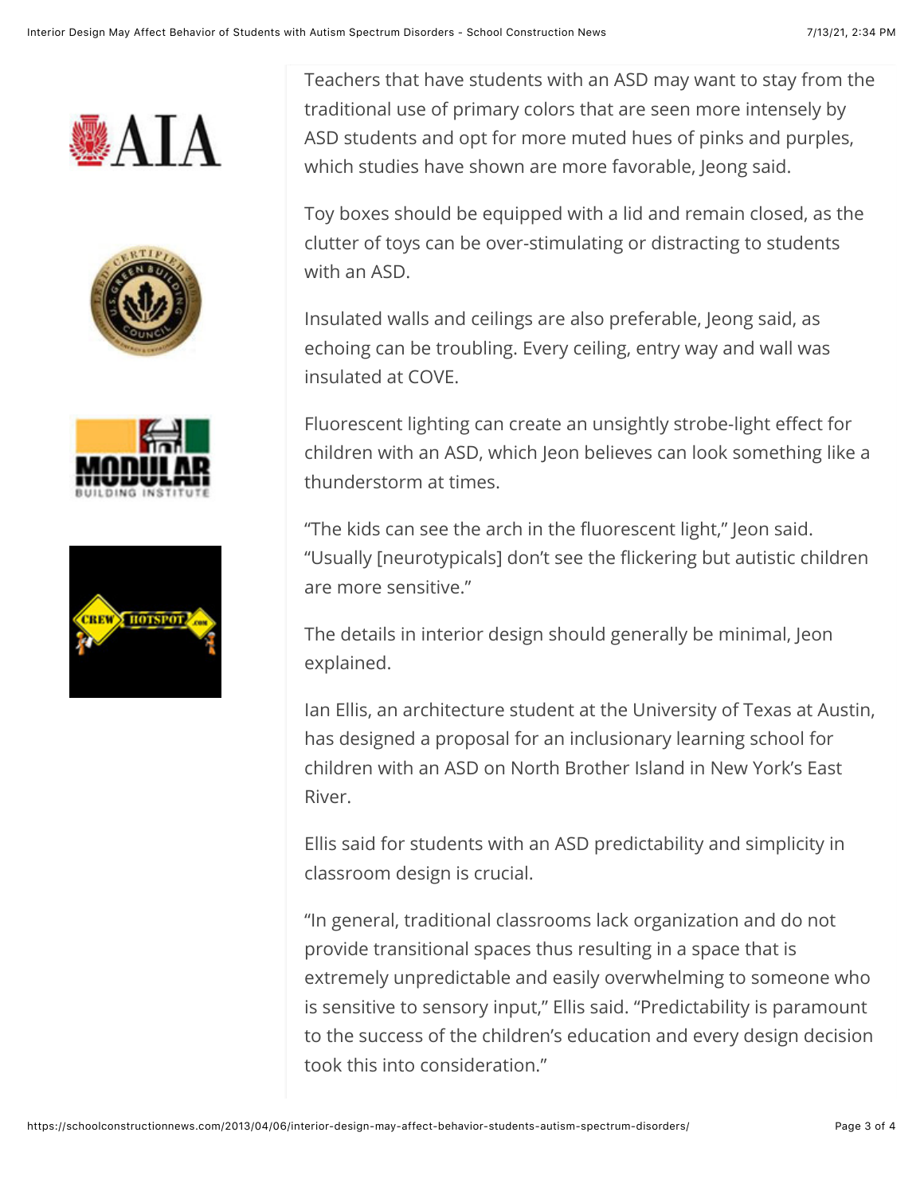Teachers that have students with an ASD may want to stay from the traditional use of primary colors that are seen more intensely by ASD students and opt for more muted hues of pinks and purples, which studies have shown are more favorable, Jeong said.

Toy boxes should be equipped with a lid and remain closed, as the clutter of toys can be over-stimulating or distracting to students with an ASD.

Insulated walls and ceilings are also preferable, Jeong said, as echoing can be troubling. Every ceiling, entry way and wall was insulated at COVE.

Fluorescent lighting can create an unsightly strobe-light effect for children with an ASD, which Jeon believes can look something like a thunderstorm at times.

“The kids can see the arch in the fluorescent light,” Jeon said. “Usually [neurotypicals] don’t see the flickering but autistic children are more sensitive.”

The details in interior design should generally be minimal, Jeon explained.

Ian Ellis, an architecture student at the University of Texas at Austin, has designed a proposal for an inclusionary learning school for children with an ASD on North Brother Island in New York’s East River.

Ellis said for students with an ASD predictability and simplicity in classroom design is crucial.

“In general, traditional classrooms lack organization and do not provide transitional spaces thus resulting in a space that is extremely unpredictable and easily overwhelming to someone who is sensitive to sensory input,” Ellis said. “Predictability is paramount to the success of the children’s education and every design decision took this into consideration.”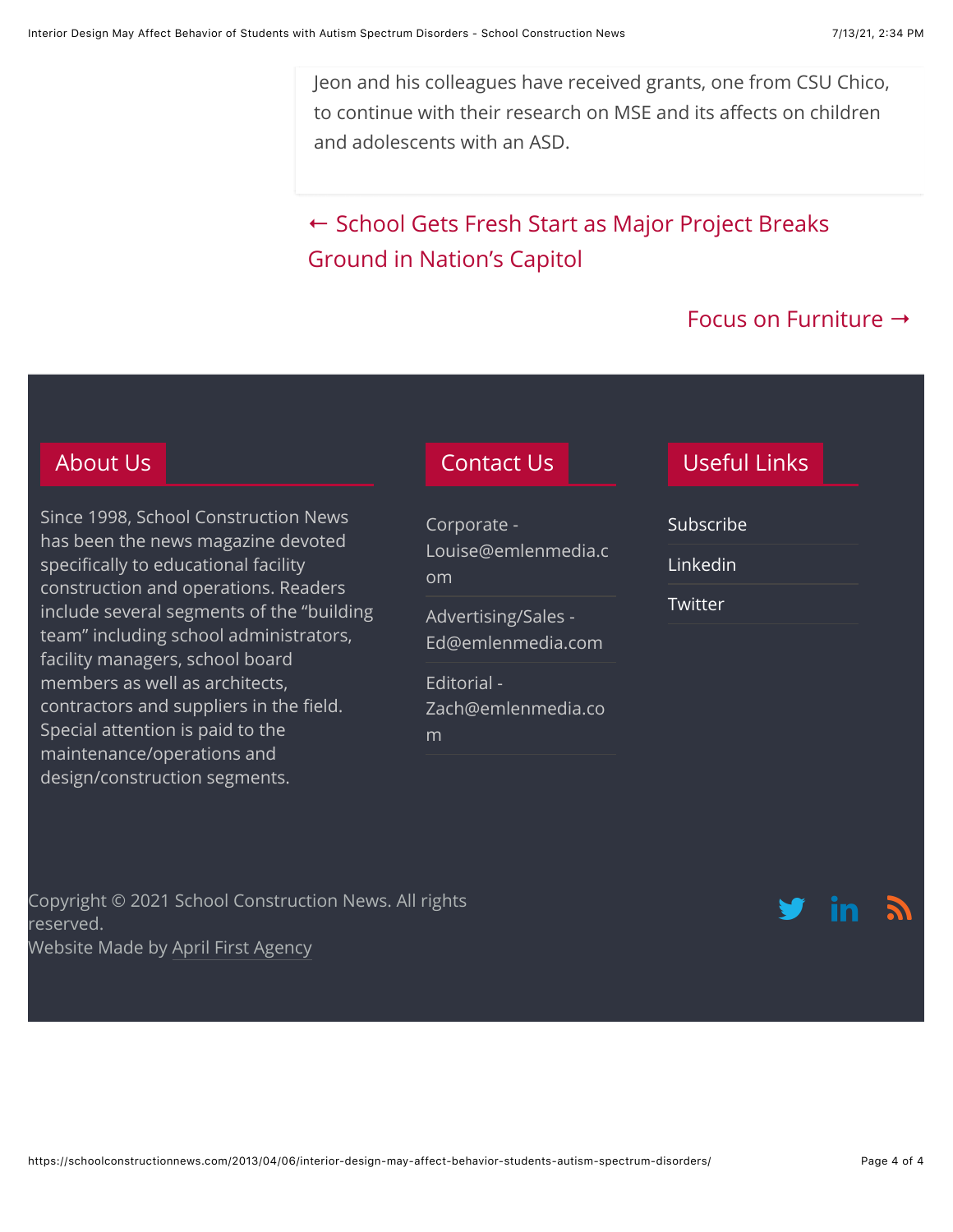Jeon and his colleagues have received grants, one from CSU Chico, to continue with their research on MSE and its affects on children and adolescents with an ASD.

← School Gets Fresh Start as Major Project Breaks Ground in Nation's Capitol

Focus on Furniture →

## About Us

Since 1998, School Construction News has been the news magazine devoted specifically to educational facility construction and operations. Readers include several segments of the "building team" including school administrators, facility managers, school board members as well as architects, contractors and suppliers in the field. Special attention is paid to the maintenance/operations and design/construction segments.

## Contact Us

Corporate - Louise@emlenmedia.com

Advertising/Sales - Ed@emlenmedia.com

Editorial - Zach@emlenmedia.com

## Useful Links

- Subscribe
- Linkedin
- Twitter

Copyright © 2021 School Construction News. All rights reserved.
Website Made by April First Agency